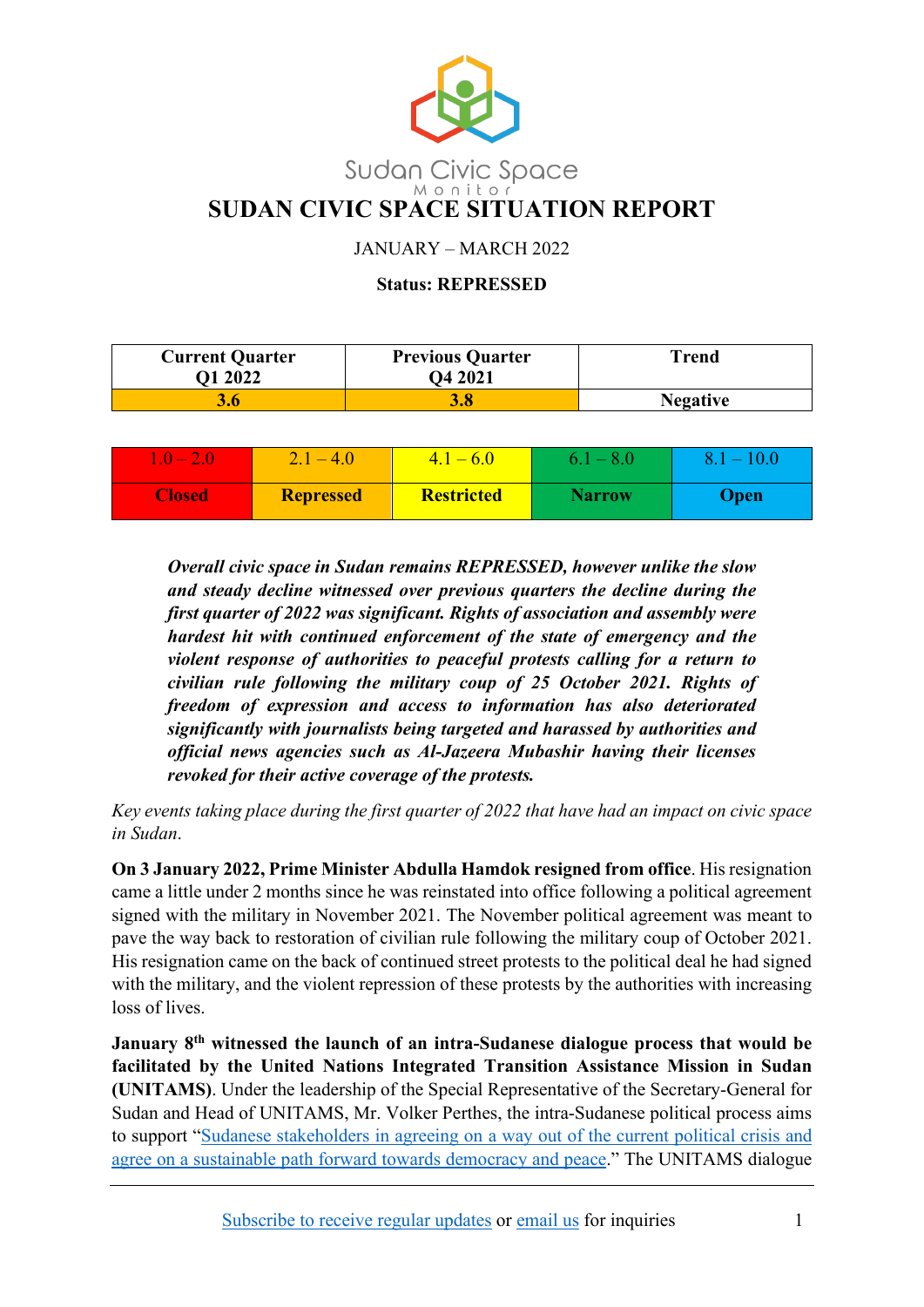Sudan Civic Space Monitor

# SUDAN CIVIC SPACE SITUATION REPORT

JANUARY – MARCH 2022

**Status: REPRESSED**

| Current Quarter Q1 2022 | Previous Quarter Q4 2021 | Trend |
|---|---|---|
| **3.6** | **3.8** | **Negative** |

| 1.0 – 2.0 | 2.1 – 4.0 | 4.1 – 6.0 | 6.1 – 8.0 | 8.1 – 10.0 |
|---|---|---|---|---|
| **Closed** | **Repressed** | **Restricted** | **Narrow** | **Open** |

***Overall civic space in Sudan remains REPRESSED, however unlike the slow and steady decline witnessed over previous quarters the decline during the first quarter of 2022 was significant. Rights of association and assembly were hardest hit with continued enforcement of the state of emergency and the violent response of authorities to peaceful protests calling for a return to civilian rule following the military coup of 25 October 2021. Rights of freedom of expression and access to information has also deteriorated significantly with journalists being targeted and harassed by authorities and official news agencies such as Al-Jazeera Mubashir having their licenses revoked for their active coverage of the protests.***

*Key events taking place during the first quarter of 2022 that have had an impact on civic space in Sudan*.

**On 3 January 2022, Prime Minister Abdulla Hamdok resigned from office**. His resignation came a little under 2 months since he was reinstated into office following a political agreement signed with the military in November 2021. The November political agreement was meant to pave the way back to restoration of civilian rule following the military coup of October 2021. His resignation came on the back of continued street protests to the political deal he had signed with the military, and the violent repression of these protests by the authorities with increasing loss of lives.

**January 8th witnessed the launch of an intra-Sudanese dialogue process that would be facilitated by the United Nations Integrated Transition Assistance Mission in Sudan (UNITAMS)**. Under the leadership of the Special Representative of the Secretary-General for Sudan and Head of UNITAMS, Mr. Volker Perthes, the intra-Sudanese political process aims to support "Sudanese stakeholders in agreeing on a way out of the current political crisis and agree on a sustainable path forward towards democracy and peace." The UNITAMS dialogue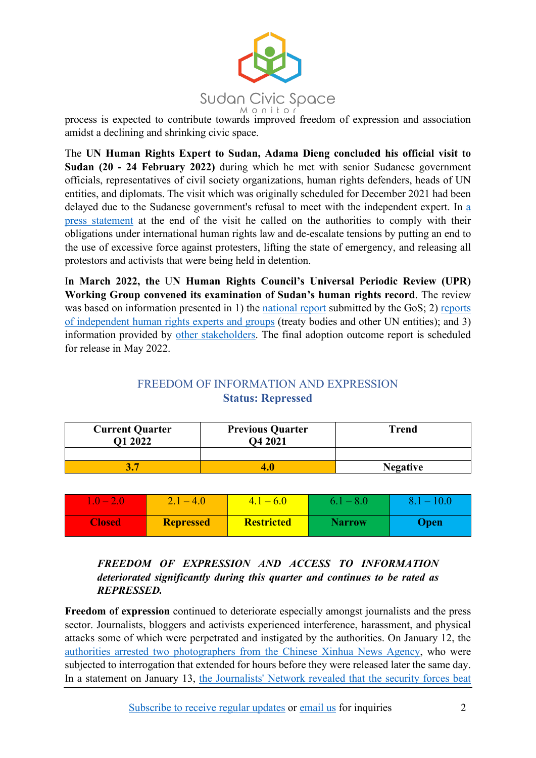process is expected to contribute towards improved freedom of expression and association amidst a declining and shrinking civic space.

The **UN Human Rights Expert to Sudan, Adama Dieng concluded his official visit to Sudan (20 - 24 February 2022)** during which he met with senior Sudanese government officials, representatives of civil society organizations, human rights defenders, heads of UN entities, and diplomats. The visit which was originally scheduled for December 2021 had been delayed due to the Sudanese government's refusal to meet with the independent expert. In a press statement at the end of the visit he called on the authorities to comply with their obligations under international human rights law and de-escalate tensions by putting an end to the use of excessive force against protesters, lifting the state of emergency, and releasing all protestors and activists that were being held in detention.

**In March 2022, the UN Human Rights Council's Universal Periodic Review (UPR) Working Group convened its examination of Sudan's human rights record**. The review was based on information presented in 1) the national report submitted by the GoS; 2) reports of independent human rights experts and groups (treaty bodies and other UN entities); and 3) information provided by other stakeholders. The final adoption outcome report is scheduled for release in May 2022.

## FREEDOM OF INFORMATION AND EXPRESSION

**Status: Repressed**

| Current Quarter Q1 2022 | Previous Quarter Q4 2021 | Trend |
|---|---|---|
| | | |
| 3.7 | 4.0 | Negative |

| 1.0 – 2.0 | 2.1 – 4.0 | 4.1 – 6.0 | 6.1 – 8.0 | 8.1 – 10.0 |
|---|---|---|---|---|
| **Closed** | **Repressed** | **Restricted** | **Narrow** | **Open** |

***FREEDOM OF EXPRESSION AND ACCESS TO INFORMATION deteriorated significantly during this quarter and continues to be rated as REPRESSED.***

**Freedom of expression** continued to deteriorate especially amongst journalists and the press sector. Journalists, bloggers and activists experienced interference, harassment, and physical attacks some of which were perpetrated and instigated by the authorities. On January 12, the authorities arrested two photographers from the Chinese Xinhua News Agency, who were subjected to interrogation that extended for hours before they were released later the same day. In a statement on January 13, the Journalists' Network revealed that the security forces beat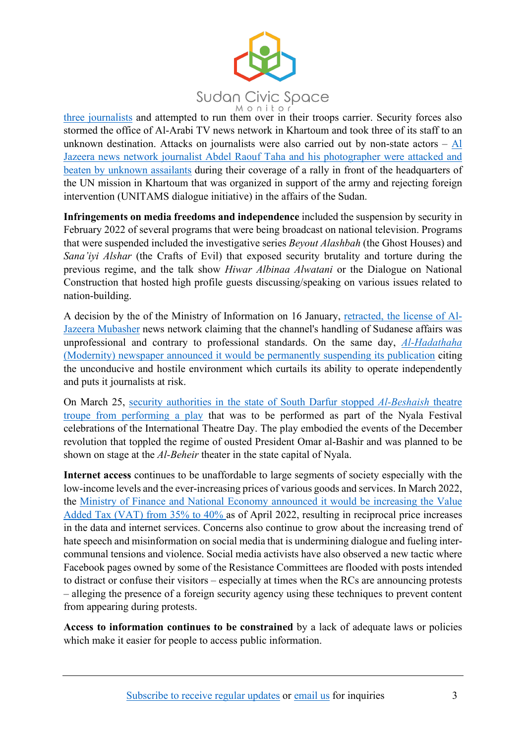three journalists and attempted to run them over in their troops carrier. Security forces also stormed the office of Al-Arabi TV news network in Khartoum and took three of its staff to an unknown destination. Attacks on journalists were also carried out by non-state actors – Al Jazeera news network journalist Abdel Raouf Taha and his photographer were attacked and beaten by unknown assailants during their coverage of a rally in front of the headquarters of the UN mission in Khartoum that was organized in support of the army and rejecting foreign intervention (UNITAMS dialogue initiative) in the affairs of the Sudan.

**Infringements on media freedoms and independence** included the suspension by security in February 2022 of several programs that were being broadcast on national television. Programs that were suspended included the investigative series *Beyout Alashbah* (the Ghost Houses) and *Sana'iyi Alshar* (the Crafts of Evil) that exposed security brutality and torture during the previous regime, and the talk show *Hiwar Albinaa Alwatani* or the Dialogue on National Construction that hosted high profile guests discussing/speaking on various issues related to nation-building.

A decision by the of the Ministry of Information on 16 January, retracted, the license of Al-Jazeera Mubasher news network claiming that the channel's handling of Sudanese affairs was unprofessional and contrary to professional standards. On the same day, *Al-Hadathaha* (Modernity) newspaper announced it would be permanently suspending its publication citing the unconducive and hostile environment which curtails its ability to operate independently and puts it journalists at risk.

On March 25, security authorities in the state of South Darfur stopped *Al-Beshaish* theatre troupe from performing a play that was to be performed as part of the Nyala Festival celebrations of the International Theatre Day. The play embodied the events of the December revolution that toppled the regime of ousted President Omar al-Bashir and was planned to be shown on stage at the *Al-Beheir* theater in the state capital of Nyala.

**Internet access** continues to be unaffordable to large segments of society especially with the low-income levels and the ever-increasing prices of various goods and services. In March 2022, the Ministry of Finance and National Economy announced it would be increasing the Value Added Tax (VAT) from 35% to 40% as of April 2022, resulting in reciprocal price increases in the data and internet services. Concerns also continue to grow about the increasing trend of hate speech and misinformation on social media that is undermining dialogue and fueling inter-communal tensions and violence. Social media activists have also observed a new tactic where Facebook pages owned by some of the Resistance Committees are flooded with posts intended to distract or confuse their visitors – especially at times when the RCs are announcing protests – alleging the presence of a foreign security agency using these techniques to prevent content from appearing during protests.

**Access to information continues to be constrained** by a lack of adequate laws or policies which make it easier for people to access public information.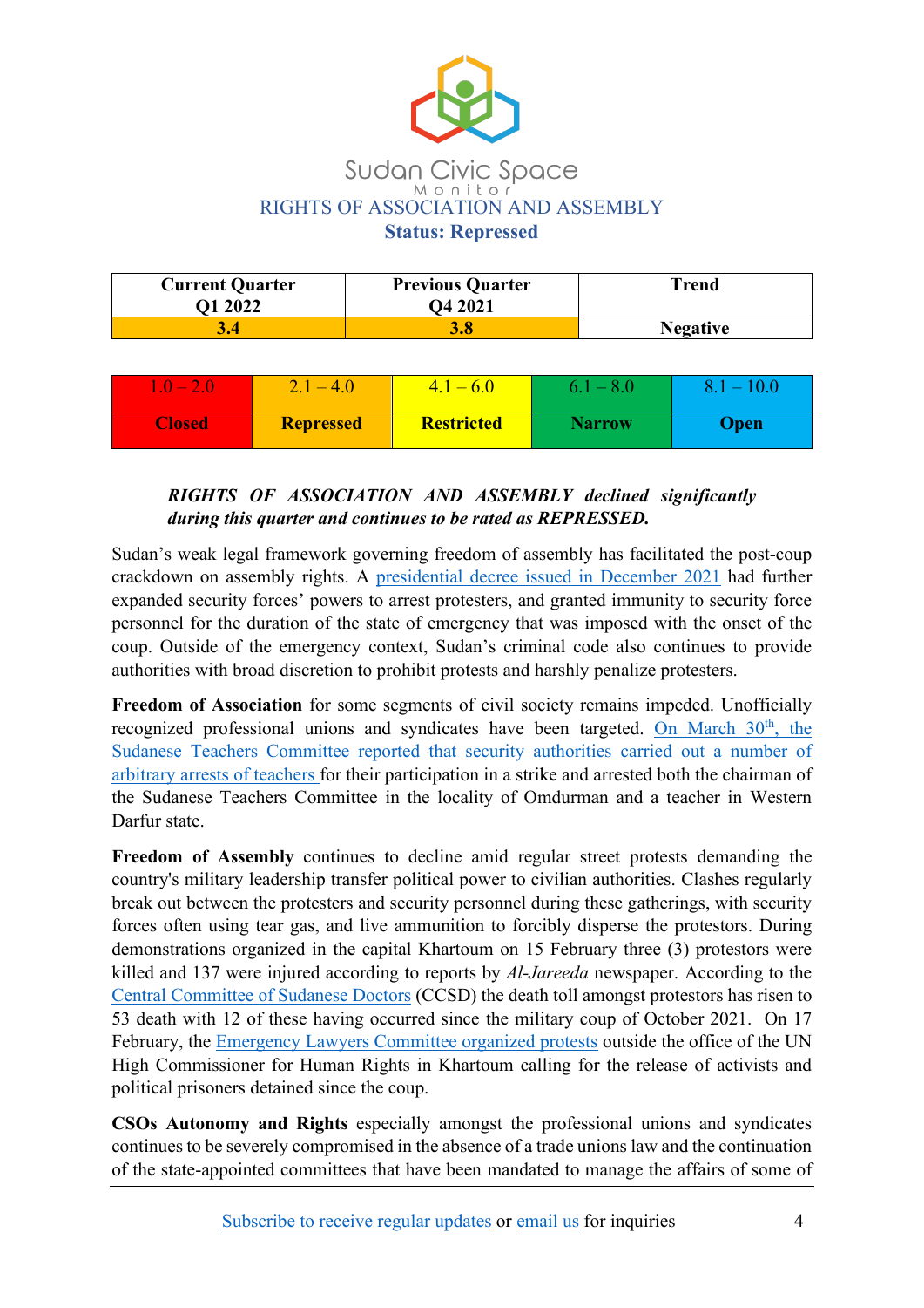Sudan Civic Space Monitor

## RIGHTS OF ASSOCIATION AND ASSEMBLY

**Status: Repressed**

| Current Quarter Q1 2022 | Previous Quarter Q4 2021 | Trend |
|---|---|---|
| 3.4 | 3.8 | Negative |

| 1.0 – 2.0 | 2.1 – 4.0 | 4.1 – 6.0 | 6.1 – 8.0 | 8.1 – 10.0 |
|---|---|---|---|---|
| **Closed** | **Repressed** | **Restricted** | **Narrow** | **Open** |

***RIGHTS OF ASSOCIATION AND ASSEMBLY declined significantly during this quarter and continues to be rated as REPRESSED.***

Sudan's weak legal framework governing freedom of assembly has facilitated the post-coup crackdown on assembly rights. A presidential decree issued in December 2021 had further expanded security forces' powers to arrest protesters, and granted immunity to security force personnel for the duration of the state of emergency that was imposed with the onset of the coup. Outside of the emergency context, Sudan's criminal code also continues to provide authorities with broad discretion to prohibit protests and harshly penalize protesters.

**Freedom of Association** for some segments of civil society remains impeded. Unofficially recognized professional unions and syndicates have been targeted. On March 30th, the Sudanese Teachers Committee reported that security authorities carried out a number of arbitrary arrests of teachers for their participation in a strike and arrested both the chairman of the Sudanese Teachers Committee in the locality of Omdurman and a teacher in Western Darfur state.

**Freedom of Assembly** continues to decline amid regular street protests demanding the country's military leadership transfer political power to civilian authorities. Clashes regularly break out between the protesters and security personnel during these gatherings, with security forces often using tear gas, and live ammunition to forcibly disperse the protestors. During demonstrations organized in the capital Khartoum on 15 February three (3) protestors were killed and 137 were injured according to reports by *Al-Jareeda* newspaper. According to the Central Committee of Sudanese Doctors (CCSD) the death toll amongst protestors has risen to 53 death with 12 of these having occurred since the military coup of October 2021. On 17 February, the Emergency Lawyers Committee organized protests outside the office of the UN High Commissioner for Human Rights in Khartoum calling for the release of activists and political prisoners detained since the coup.

**CSOs Autonomy and Rights** especially amongst the professional unions and syndicates continues to be severely compromised in the absence of a trade unions law and the continuation of the state-appointed committees that have been mandated to manage the affairs of some of

Subscribe to receive regular updates or email us for inquiries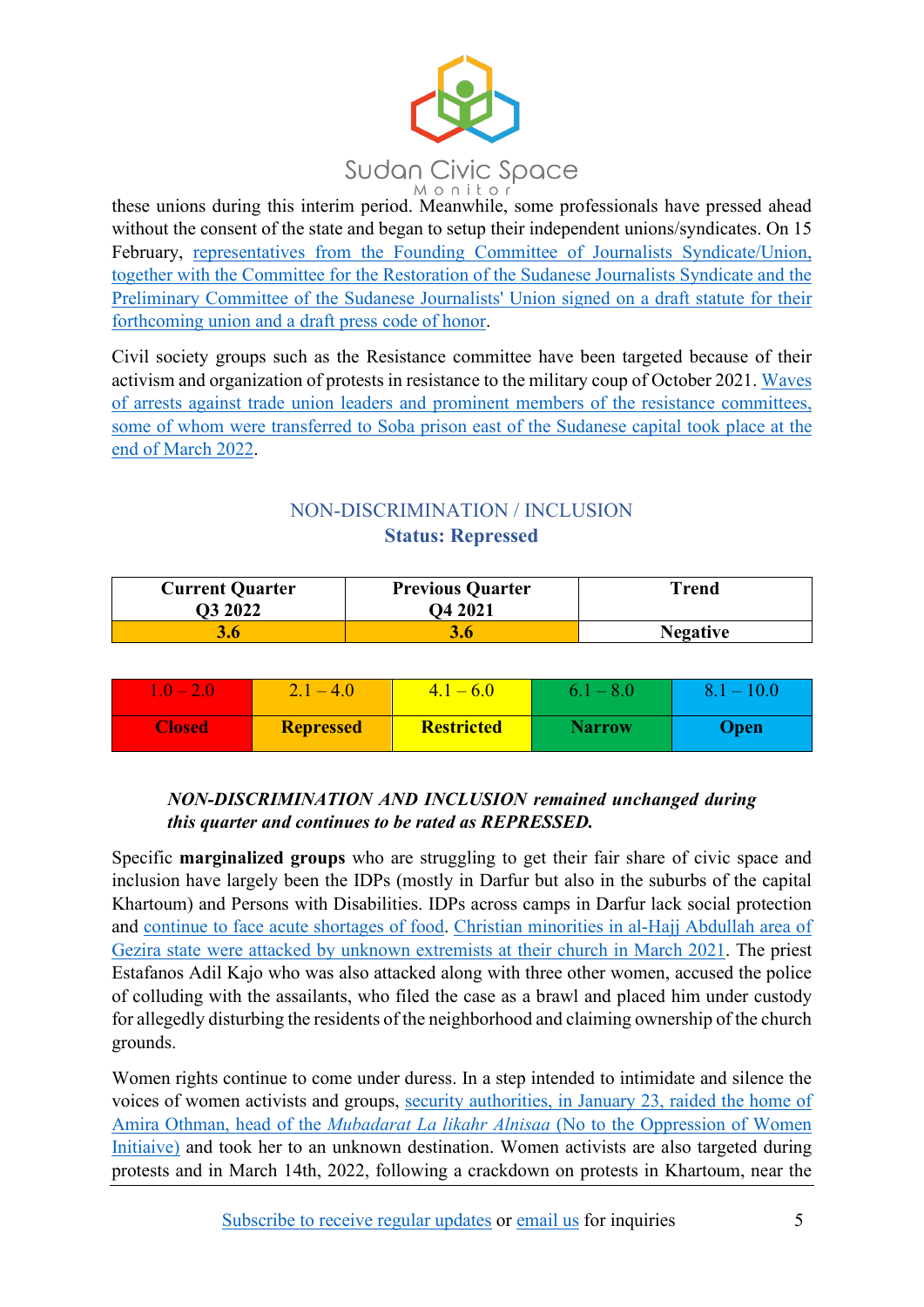these unions during this interim period. Meanwhile, some professionals have pressed ahead without the consent of the state and began to setup their independent unions/syndicates. On 15 February, representatives from the Founding Committee of Journalists Syndicate/Union, together with the Committee for the Restoration of the Sudanese Journalists Syndicate and the Preliminary Committee of the Sudanese Journalists' Union signed on a draft statute for their forthcoming union and a draft press code of honor.

Civil society groups such as the Resistance committee have been targeted because of their activism and organization of protests in resistance to the military coup of October 2021. Waves of arrests against trade union leaders and prominent members of the resistance committees, some of whom were transferred to Soba prison east of the Sudanese capital took place at the end of March 2022.

## NON-DISCRIMINATION / INCLUSION

**Status: Repressed**

| Current Quarter Q3 2022 | Previous Quarter Q4 2021 | Trend |
|---|---|---|
| 3.6 | 3.6 | Negative |

| 1.0 – 2.0 | 2.1 – 4.0 | 4.1 – 6.0 | 6.1 – 8.0 | 8.1 – 10.0 |
|---|---|---|---|---|
| **Closed** | **Repressed** | **Restricted** | **Narrow** | **Open** |

***NON-DISCRIMINATION AND INCLUSION remained unchanged during this quarter and continues to be rated as REPRESSED.***

Specific **marginalized groups** who are struggling to get their fair share of civic space and inclusion have largely been the IDPs (mostly in Darfur but also in the suburbs of the capital Khartoum) and Persons with Disabilities. IDPs across camps in Darfur lack social protection and continue to face acute shortages of food. Christian minorities in al-Hajj Abdullah area of Gezira state were attacked by unknown extremists at their church in March 2021. The priest Estafanos Adil Kajo who was also attacked along with three other women, accused the police of colluding with the assailants, who filed the case as a brawl and placed him under custody for allegedly disturbing the residents of the neighborhood and claiming ownership of the church grounds.

Women rights continue to come under duress. In a step intended to intimidate and silence the voices of women activists and groups, security authorities, in January 23, raided the home of Amira Othman, head of the *Mubadarat La likahr Alnisaa* (No to the Oppression of Women Initiaive) and took her to an unknown destination. Women activists are also targeted during protests and in March 14th, 2022, following a crackdown on protests in Khartoum, near the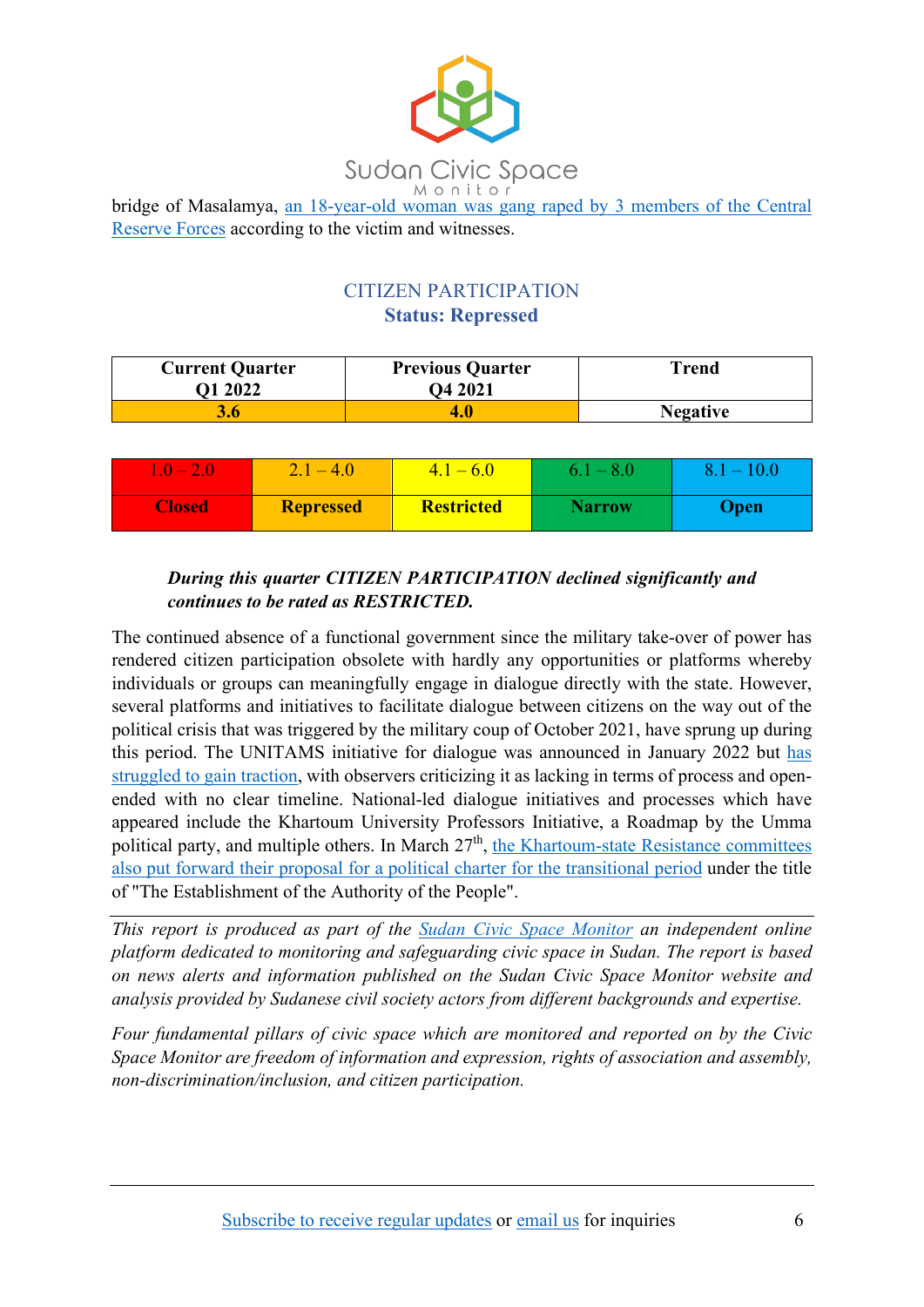bridge of Masalamya, an 18-year-old woman was gang raped by 3 members of the Central Reserve Forces according to the victim and witnesses.

## CITIZEN PARTICIPATION
### Status: Repressed

| Current Quarter Q1 2022 | Previous Quarter Q4 2021 | Trend |
|---|---|---|
| 3.6 | 4.0 | Negative |

| 1.0 – 2.0 | 2.1 – 4.0 | 4.1 – 6.0 | 6.1 – 8.0 | 8.1 – 10.0 |
|---|---|---|---|---|
| **Closed** | **Repressed** | **Restricted** | **Narrow** | **Open** |

***During this quarter CITIZEN PARTICIPATION declined significantly and continues to be rated as RESTRICTED.***

The continued absence of a functional government since the military take-over of power has rendered citizen participation obsolete with hardly any opportunities or platforms whereby individuals or groups can meaningfully engage in dialogue directly with the state. However, several platforms and initiatives to facilitate dialogue between citizens on the way out of the political crisis that was triggered by the military coup of October 2021, have sprung up during this period. The UNITAMS initiative for dialogue was announced in January 2022 but has struggled to gain traction, with observers criticizing it as lacking in terms of process and open-ended with no clear timeline. National-led dialogue initiatives and processes which have appeared include the Khartoum University Professors Initiative, a Roadmap by the Umma political party, and multiple others. In March 27th, the Khartoum-state Resistance committees also put forward their proposal for a political charter for the transitional period under the title of "The Establishment of the Authority of the People".

---

*This report is produced as part of the Sudan Civic Space Monitor an independent online platform dedicated to monitoring and safeguarding civic space in Sudan. The report is based on news alerts and information published on the Sudan Civic Space Monitor website and analysis provided by Sudanese civil society actors from different backgrounds and expertise.*

*Four fundamental pillars of civic space which are monitored and reported on by the Civic Space Monitor are freedom of information and expression, rights of association and assembly, non-discrimination/inclusion, and citizen participation.*

Subscribe to receive regular updates or email us for inquiries